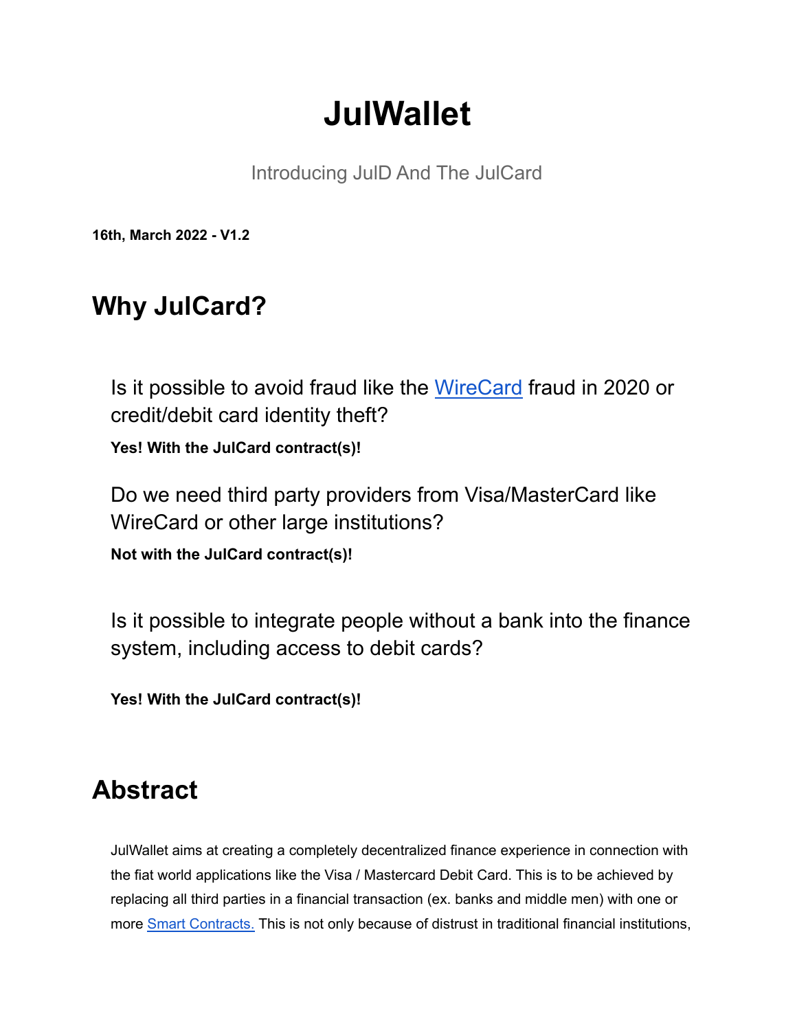# JulWallet

Introducing JulD And The JulCard

**16th, March 2022 - V1.2**

## Why JulCard?

Is it possible to avoid fraud like the WireCard fraud in 2020 or credit/debit card identity theft?

**Yes! With the JulCard contract(s)!**

Do we need third party providers from Visa/MasterCard like WireCard or other large institutions?

**Not with the JulCard contract(s)!**

Is it possible to integrate people without a bank into the finance system, including access to debit cards?

**Yes! With the JulCard contract(s)!**

## Abstract

JulWallet aims at creating a completely decentralized finance experience in connection with the fiat world applications like the Visa / Mastercard Debit Card. This is to be achieved by replacing all third parties in a financial transaction (ex. banks and middle men) with one or more Smart Contracts. This is not only because of distrust in traditional financial institutions,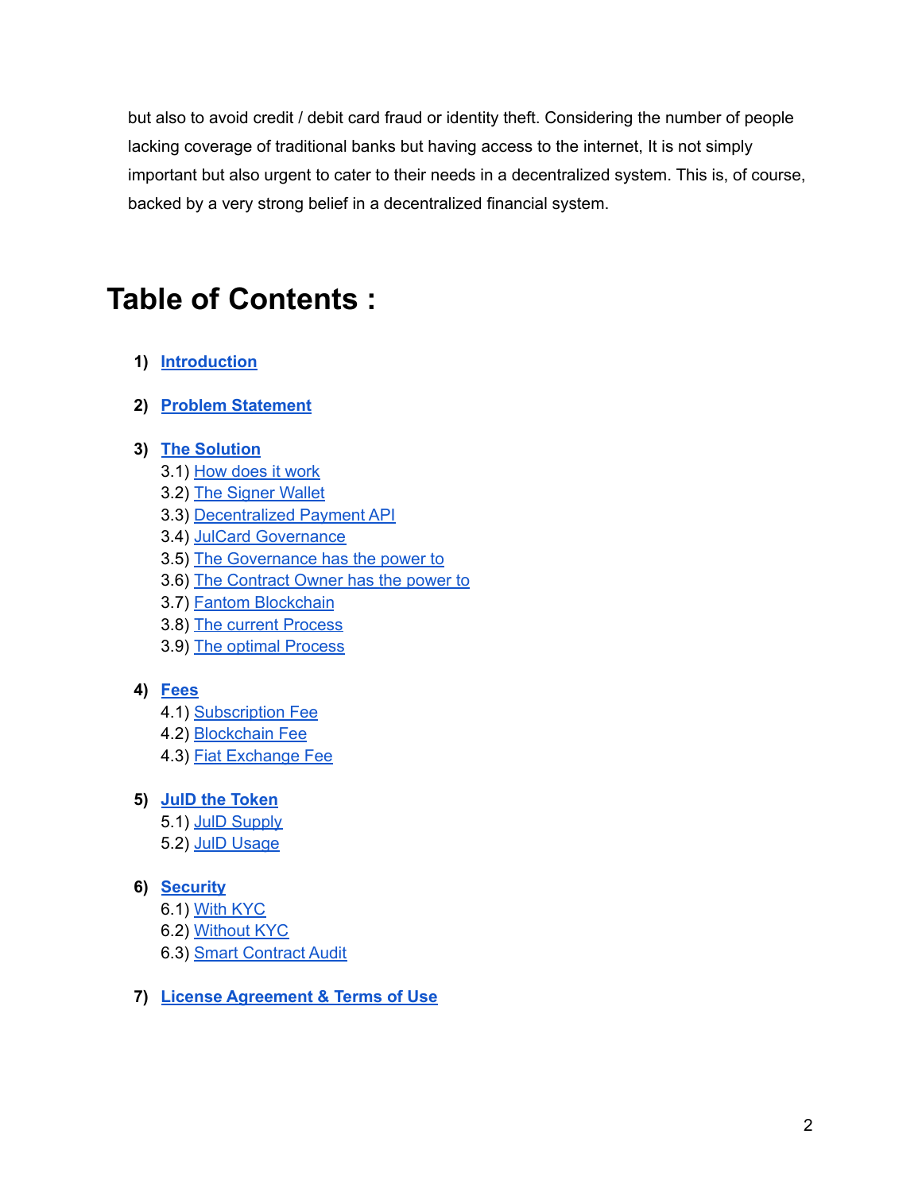but also to avoid credit / debit card fraud or identity theft. Considering the number of people lacking coverage of traditional banks but having access to the internet, It is not simply important but also urgent to cater to their needs in a decentralized system. This is, of course, backed by a very strong belief in a decentralized financial system.

# Table of Contents :

1) **Introduction**

2) **Problem Statement**

3) **The Solution**
   - 3.1) How does it work
   - 3.2) The Signer Wallet
   - 3.3) Decentralized Payment API
   - 3.4) JulCard Governance
   - 3.5) The Governance has the power to
   - 3.6) The Contract Owner has the power to
   - 3.7) Fantom Blockchain
   - 3.8) The current Process
   - 3.9) The optimal Process

4) **Fees**
   - 4.1) Subscription Fee
   - 4.2) Blockchain Fee
   - 4.3) Fiat Exchange Fee

5) **JulD the Token**
   - 5.1) JulD Supply
   - 5.2) JulD Usage

6) **Security**
   - 6.1) With KYC
   - 6.2) Without KYC
   - 6.3) Smart Contract Audit

7) **License Agreement & Terms of Use**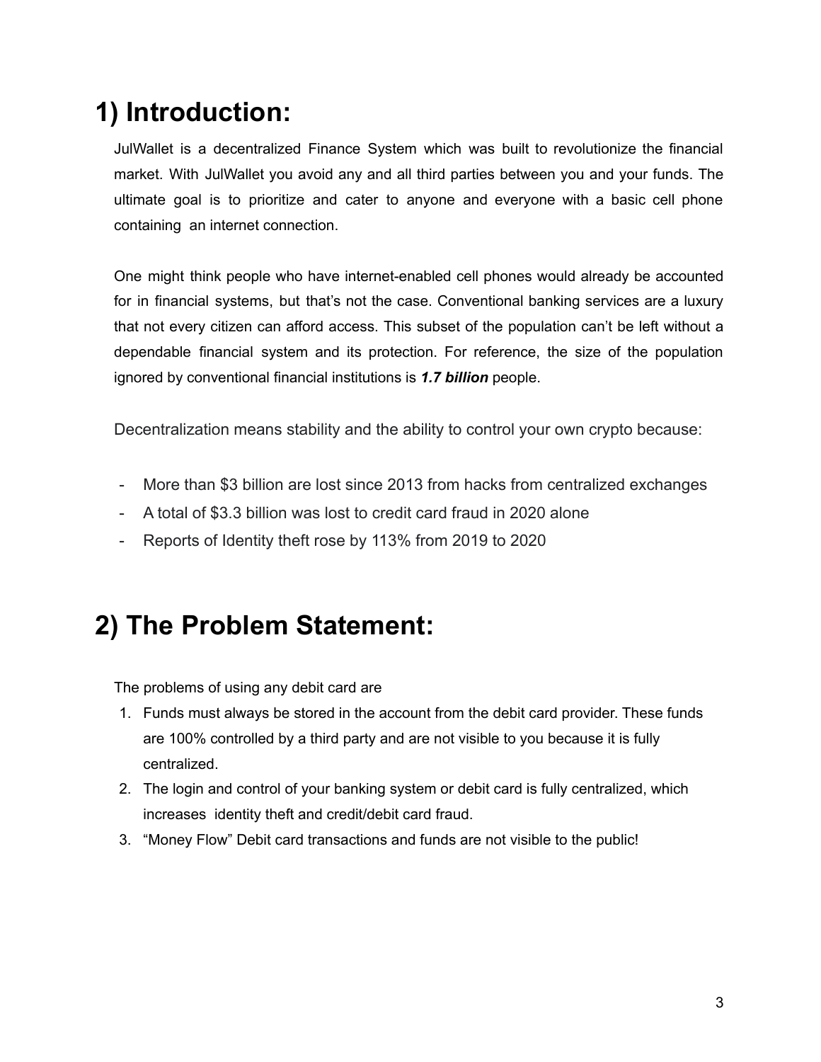# 1) Introduction:

JulWallet is a decentralized Finance System which was built to revolutionize the financial market. With JulWallet you avoid any and all third parties between you and your funds. The ultimate goal is to prioritize and cater to anyone and everyone with a basic cell phone containing an internet connection.

One might think people who have internet-enabled cell phones would already be accounted for in financial systems, but that's not the case. Conventional banking services are a luxury that not every citizen can afford access. This subset of the population can't be left without a dependable financial system and its protection. For reference, the size of the population ignored by conventional financial institutions is ***1.7 billion*** people.

Decentralization means stability and the ability to control your own crypto because:

- More than $3 billion are lost since 2013 from hacks from centralized exchanges
- A total of $3.3 billion was lost to credit card fraud in 2020 alone
- Reports of Identity theft rose by 113% from 2019 to 2020

# 2) The Problem Statement:

The problems of using any debit card are

1. Funds must always be stored in the account from the debit card provider. These funds are 100% controlled by a third party and are not visible to you because it is fully centralized.
2. The login and control of your banking system or debit card is fully centralized, which increases identity theft and credit/debit card fraud.
3. "Money Flow" Debit card transactions and funds are not visible to the public!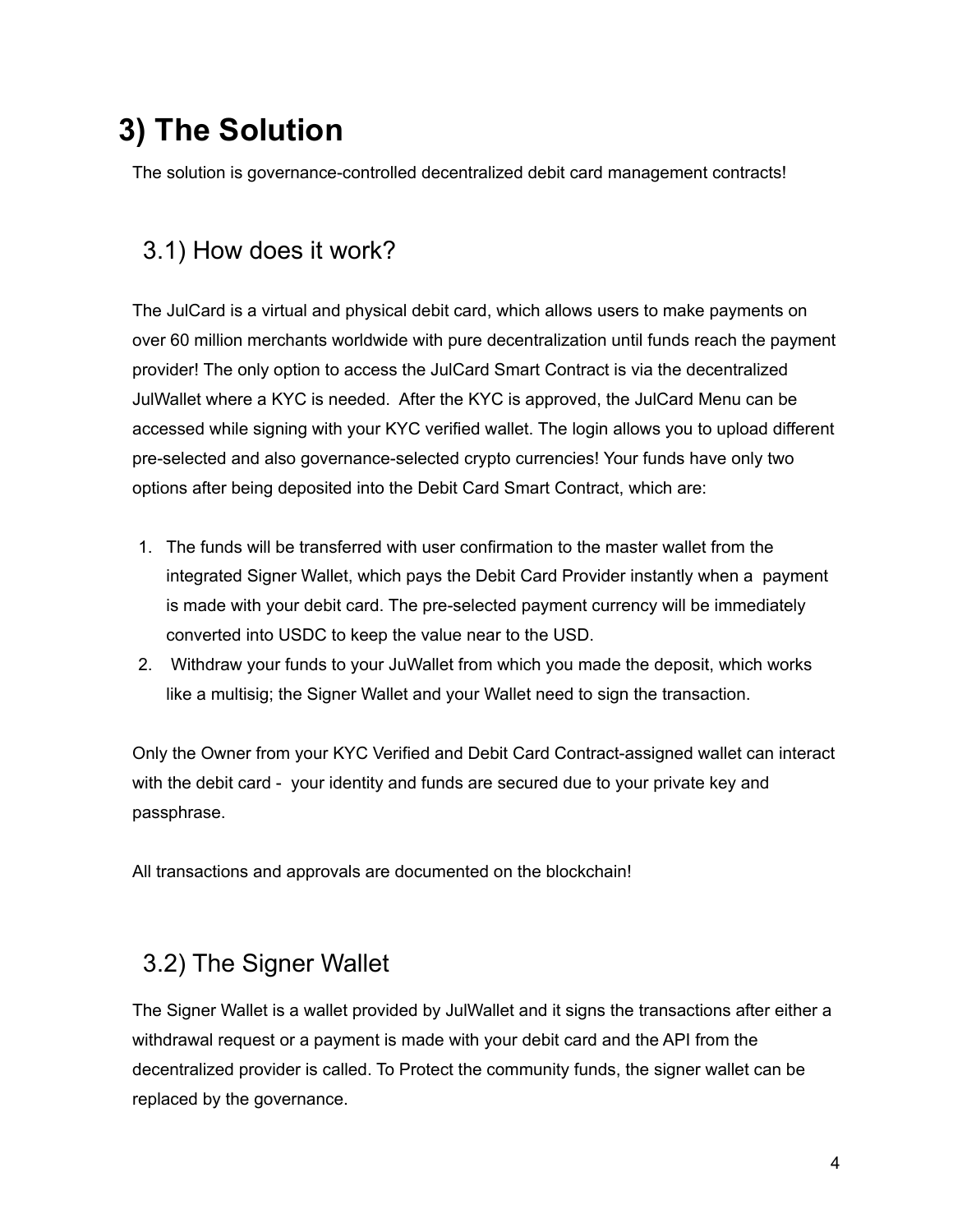# 3) The Solution

The solution is governance-controlled decentralized debit card management contracts!

## 3.1) How does it work?

The JulCard is a virtual and physical debit card, which allows users to make payments on over 60 million merchants worldwide with pure decentralization until funds reach the payment provider! The only option to access the JulCard Smart Contract is via the decentralized JulWallet where a KYC is needed. After the KYC is approved, the JulCard Menu can be accessed while signing with your KYC verified wallet. The login allows you to upload different pre-selected and also governance-selected crypto currencies! Your funds have only two options after being deposited into the Debit Card Smart Contract, which are:

1. The funds will be transferred with user confirmation to the master wallet from the integrated Signer Wallet, which pays the Debit Card Provider instantly when a payment is made with your debit card. The pre-selected payment currency will be immediately converted into USDC to keep the value near to the USD.
2. Withdraw your funds to your JuWallet from which you made the deposit, which works like a multisig; the Signer Wallet and your Wallet need to sign the transaction.

Only the Owner from your KYC Verified and Debit Card Contract-assigned wallet can interact with the debit card - your identity and funds are secured due to your private key and passphrase.

All transactions and approvals are documented on the blockchain!

## 3.2) The Signer Wallet

The Signer Wallet is a wallet provided by JulWallet and it signs the transactions after either a withdrawal request or a payment is made with your debit card and the API from the decentralized provider is called. To Protect the community funds, the signer wallet can be replaced by the governance.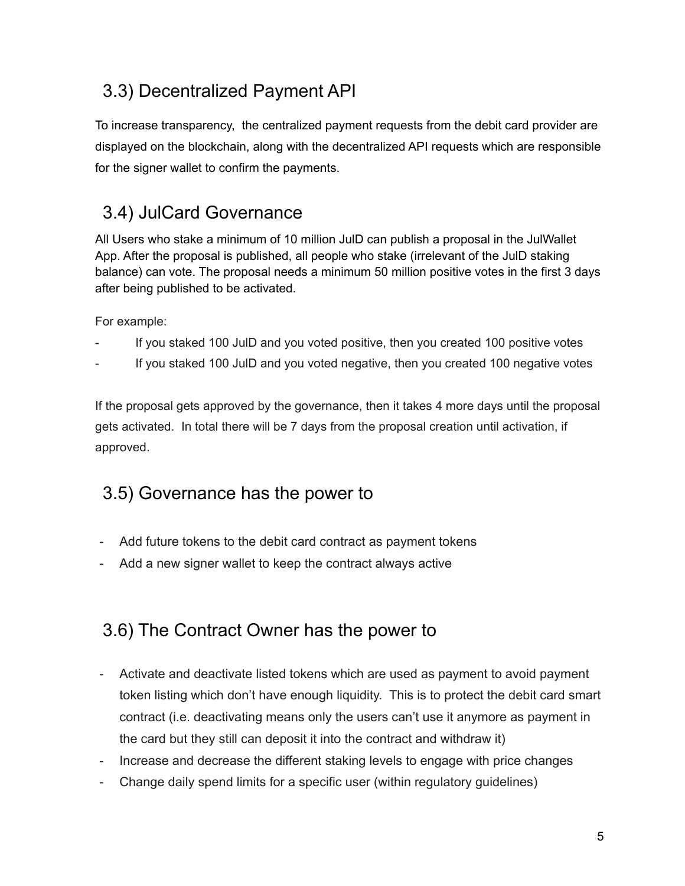## 3.3) Decentralized Payment API

To increase transparency, the centralized payment requests from the debit card provider are displayed on the blockchain, along with the decentralized API requests which are responsible for the signer wallet to confirm the payments.

## 3.4) JulCard Governance

All Users who stake a minimum of 10 million JulD can publish a proposal in the JulWallet App. After the proposal is published, all people who stake (irrelevant of the JulD staking balance) can vote. The proposal needs a minimum 50 million positive votes in the first 3 days after being published to be activated.

For example:

- If you staked 100 JulD and you voted positive, then you created 100 positive votes
- If you staked 100 JulD and you voted negative, then you created 100 negative votes

If the proposal gets approved by the governance, then it takes 4 more days until the proposal gets activated. In total there will be 7 days from the proposal creation until activation, if approved.

## 3.5) Governance has the power to

- Add future tokens to the debit card contract as payment tokens
- Add a new signer wallet to keep the contract always active

## 3.6) The Contract Owner has the power to

- Activate and deactivate listed tokens which are used as payment to avoid payment token listing which don't have enough liquidity. This is to protect the debit card smart contract (i.e. deactivating means only the users can't use it anymore as payment in the card but they still can deposit it into the contract and withdraw it)
- Increase and decrease the different staking levels to engage with price changes
- Change daily spend limits for a specific user (within regulatory guidelines)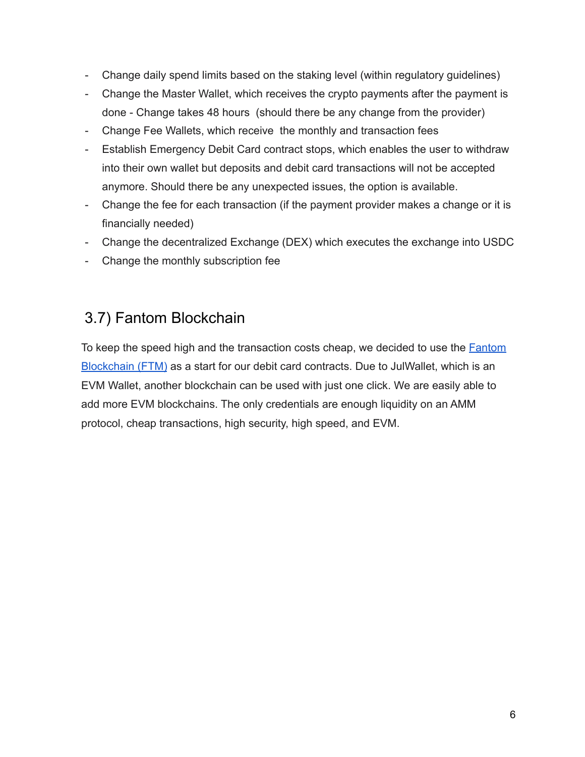- Change daily spend limits based on the staking level (within regulatory guidelines)
- Change the Master Wallet, which receives the crypto payments after the payment is done - Change takes 48 hours  (should there be any change from the provider)
- Change Fee Wallets, which receive  the monthly and transaction fees
- Establish Emergency Debit Card contract stops, which enables the user to withdraw into their own wallet but deposits and debit card transactions will not be accepted anymore. Should there be any unexpected issues, the option is available.
- Change the fee for each transaction (if the payment provider makes a change or it is financially needed)
- Change the decentralized Exchange (DEX) which executes the exchange into USDC
- Change the monthly subscription fee

## 3.7) Fantom Blockchain

To keep the speed high and the transaction costs cheap, we decided to use the Fantom Blockchain (FTM) as a start for our debit card contracts. Due to JulWallet, which is an EVM Wallet, another blockchain can be used with just one click. We are easily able to add more EVM blockchains. The only credentials are enough liquidity on an AMM protocol, cheap transactions, high security, high speed, and EVM.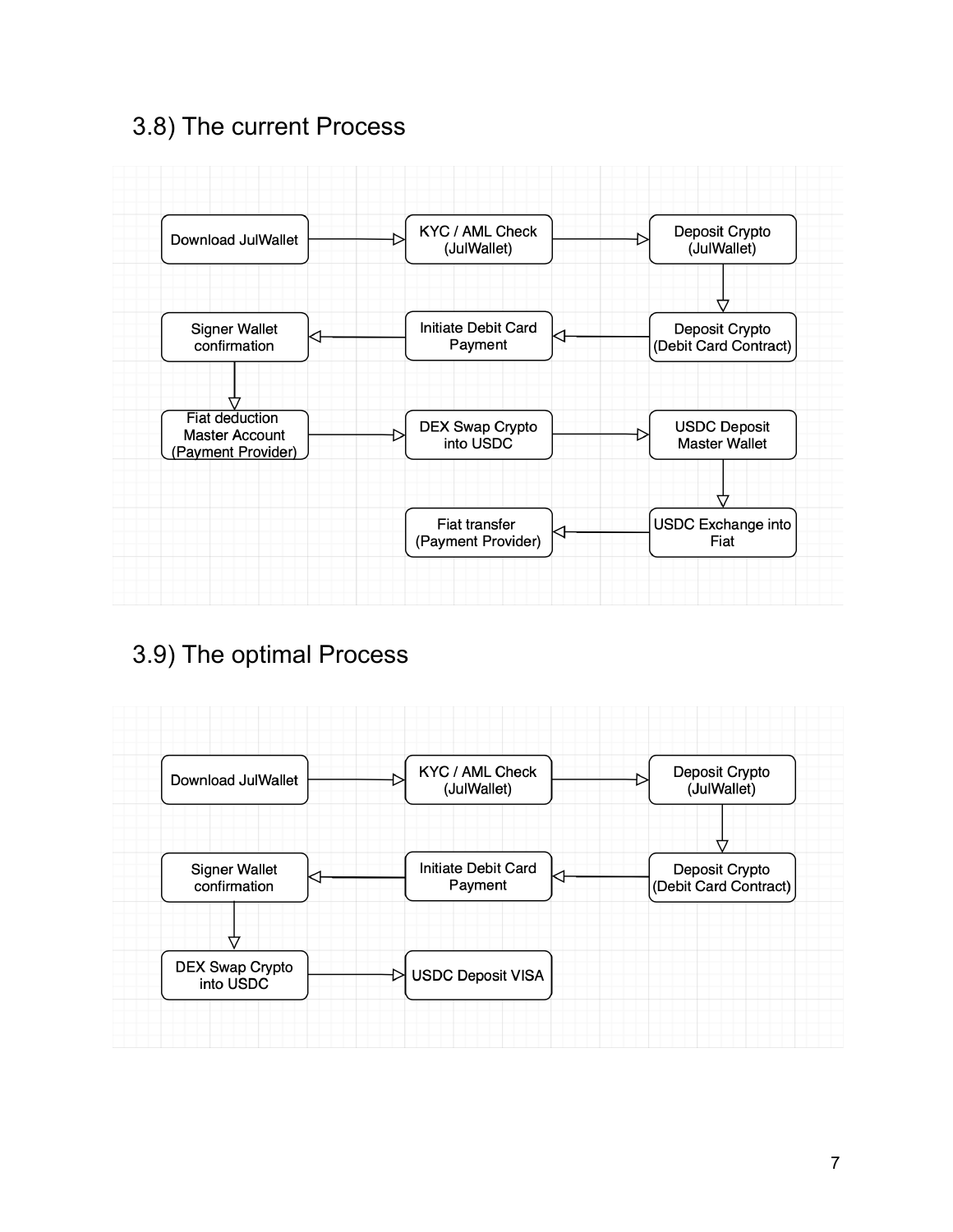## 3.8) The current Process

Download JulWallet → KYC / AML Check (JulWallet) → Deposit Crypto (JulWallet) → Deposit Crypto (Debit Card Contract) → Initiate Debit Card Payment → Signer Wallet confirmation → Fiat deduction Master Account (Payment Provider) → DEX Swap Crypto into USDC → USDC Deposit Master Wallet → USDC Exchange into Fiat → Fiat transfer (Payment Provider)

## 3.9) The optimal Process

Download JulWallet → KYC / AML Check (JulWallet) → Deposit Crypto (JulWallet) → Deposit Crypto (Debit Card Contract) → Initiate Debit Card Payment → Signer Wallet confirmation → DEX Swap Crypto into USDC → USDC Deposit VISA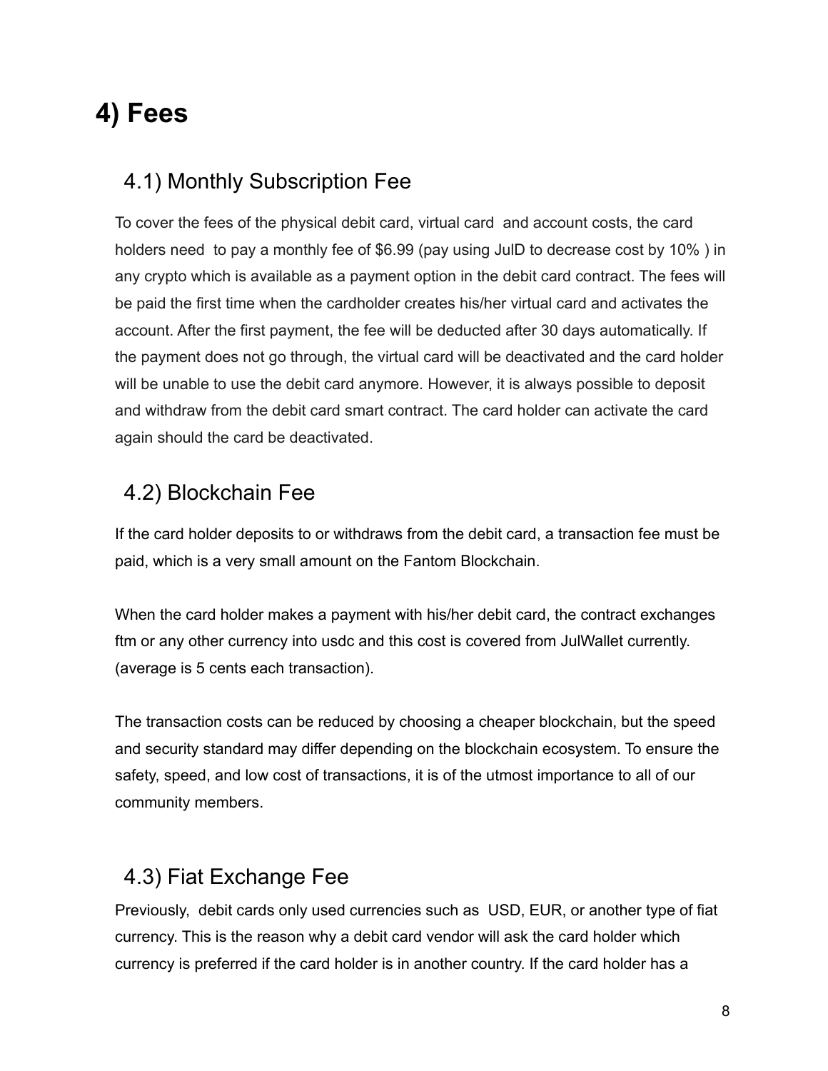# 4) Fees

## 4.1) Monthly Subscription Fee

To cover the fees of the physical debit card, virtual card and account costs, the card holders need to pay a monthly fee of $6.99 (pay using JulD to decrease cost by 10% ) in any crypto which is available as a payment option in the debit card contract. The fees will be paid the first time when the cardholder creates his/her virtual card and activates the account. After the first payment, the fee will be deducted after 30 days automatically. If the payment does not go through, the virtual card will be deactivated and the card holder will be unable to use the debit card anymore. However, it is always possible to deposit and withdraw from the debit card smart contract. The card holder can activate the card again should the card be deactivated.

## 4.2) Blockchain Fee

If the card holder deposits to or withdraws from the debit card, a transaction fee must be paid, which is a very small amount on the Fantom Blockchain.

When the card holder makes a payment with his/her debit card, the contract exchanges ftm or any other currency into usdc and this cost is covered from JulWallet currently. (average is 5 cents each transaction).

The transaction costs can be reduced by choosing a cheaper blockchain, but the speed and security standard may differ depending on the blockchain ecosystem. To ensure the safety, speed, and low cost of transactions, it is of the utmost importance to all of our community members.

## 4.3) Fiat Exchange Fee

Previously, debit cards only used currencies such as USD, EUR, or another type of fiat currency. This is the reason why a debit card vendor will ask the card holder which currency is preferred if the card holder is in another country. If the card holder has a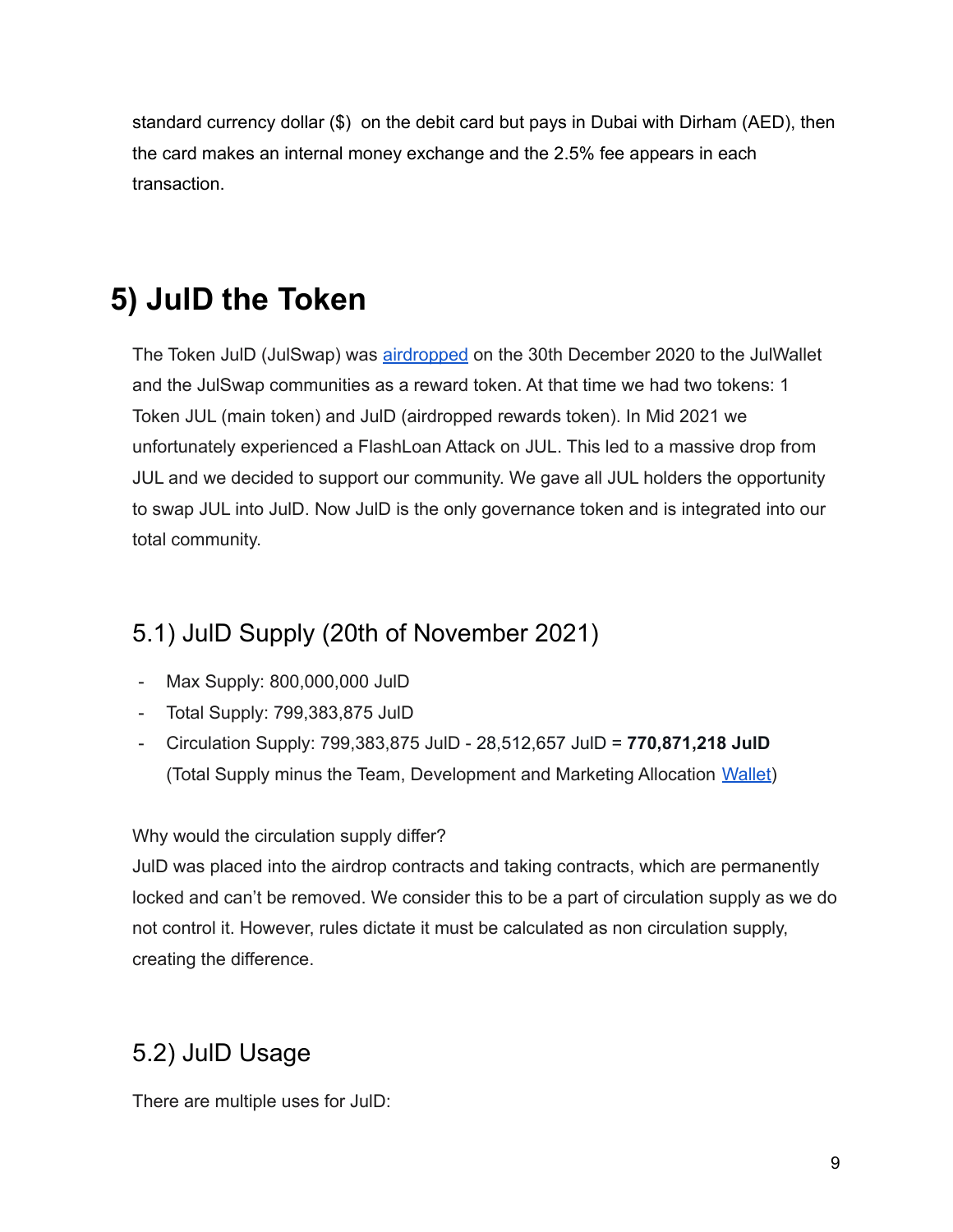standard currency dollar ($) on the debit card but pays in Dubai with Dirham (AED), then the card makes an internal money exchange and the 2.5% fee appears in each transaction.

# 5) JulD the Token

The Token JulD (JulSwap) was airdropped on the 30th December 2020 to the JulWallet and the JulSwap communities as a reward token. At that time we had two tokens: 1 Token JUL (main token) and JulD (airdropped rewards token). In Mid 2021 we unfortunately experienced a FlashLoan Attack on JUL. This led to a massive drop from JUL and we decided to support our community. We gave all JUL holders the opportunity to swap JUL into JulD. Now JulD is the only governance token and is integrated into our total community.

## 5.1) JulD Supply (20th of November 2021)

- Max Supply: 800,000,000 JulD
- Total Supply: 799,383,875 JulD
- Circulation Supply: 799,383,875 JulD - 28,512,657 JulD = **770,871,218 JulD** (Total Supply minus the Team, Development and Marketing Allocation Wallet)

Why would the circulation supply differ?
JulD was placed into the airdrop contracts and taking contracts, which are permanently locked and can't be removed. We consider this to be a part of circulation supply as we do not control it. However, rules dictate it must be calculated as non circulation supply, creating the difference.

## 5.2) JulD Usage

There are multiple uses for JulD: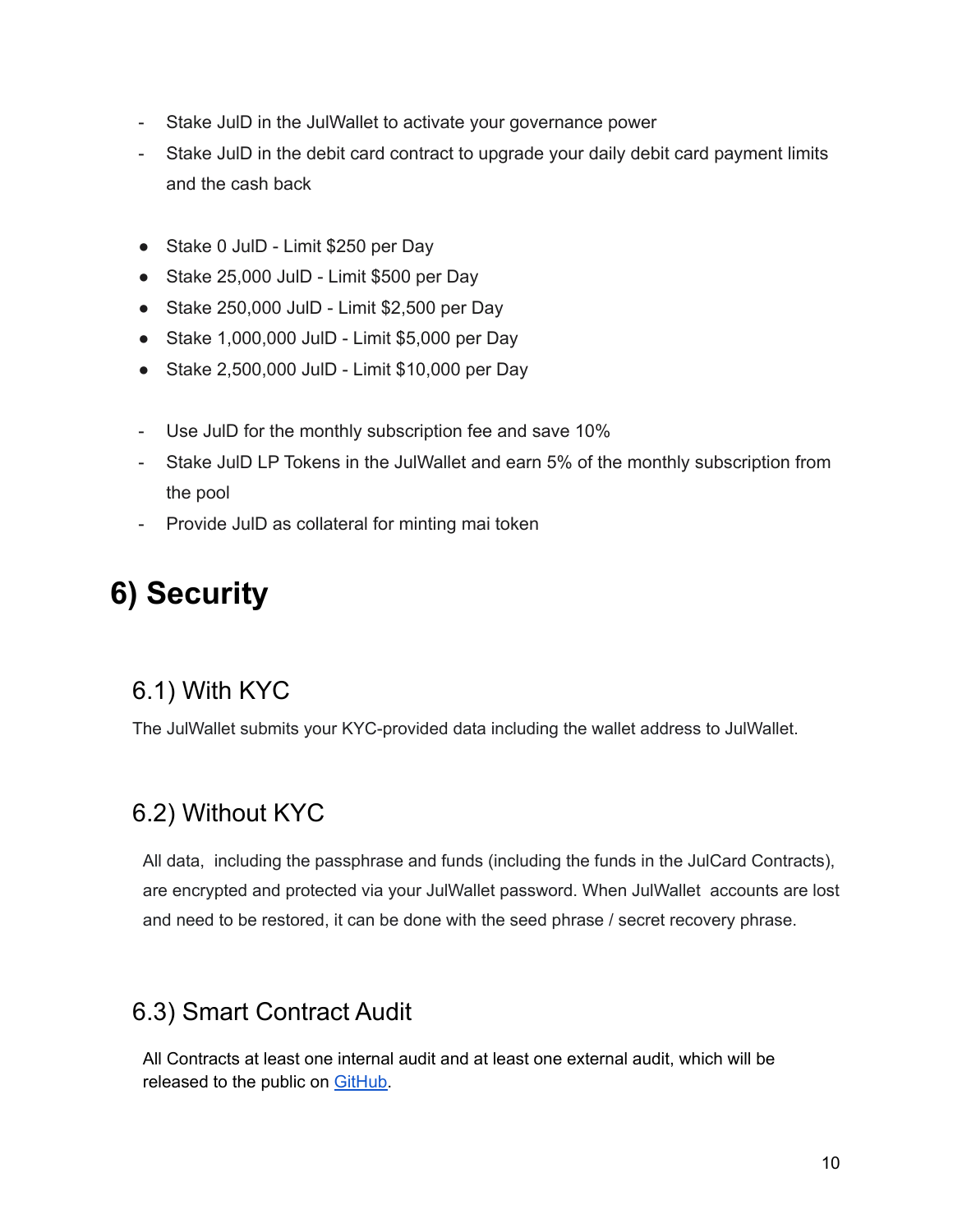- Stake JulD in the JulWallet to activate your governance power
- Stake JulD in the debit card contract to upgrade your daily debit card payment limits and the cash back

• Stake 0 JulD - Limit $250 per Day
• Stake 25,000 JulD - Limit $500 per Day
• Stake 250,000 JulD - Limit $2,500 per Day
• Stake 1,000,000 JulD - Limit $5,000 per Day
• Stake 2,500,000 JulD - Limit $10,000 per Day

- Use JulD for the monthly subscription fee and save 10%
- Stake JulD LP Tokens in the JulWallet and earn 5% of the monthly subscription from the pool
- Provide JulD as collateral for minting mai token

# 6) Security

## 6.1) With KYC

The JulWallet submits your KYC-provided data including the wallet address to JulWallet.

## 6.2) Without KYC

All data, including the passphrase and funds (including the funds in the JulCard Contracts), are encrypted and protected via your JulWallet password. When JulWallet accounts are lost and need to be restored, it can be done with the seed phrase / secret recovery phrase.

## 6.3) Smart Contract Audit

All Contracts at least one internal audit and at least one external audit, which will be released to the public on GitHub.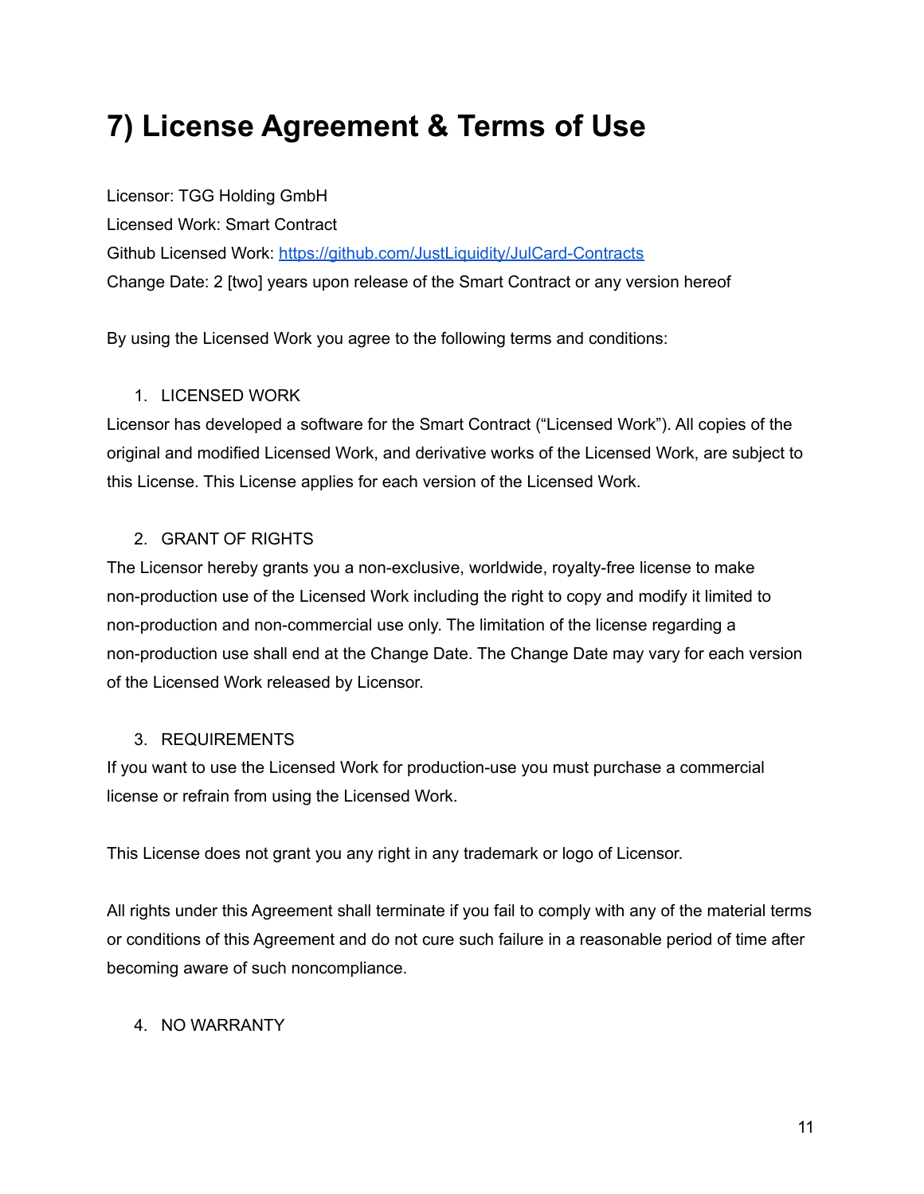# 7) License Agreement & Terms of Use

Licensor: TGG Holding GmbH

Licensed Work: Smart Contract

Github Licensed Work: [https://github.com/JustLiquidity/JulCard-Contracts](https://github.com/JustLiquidity/JulCard-Contracts)

Change Date: 2 [two] years upon release of the Smart Contract or any version hereof

By using the Licensed Work you agree to the following terms and conditions:

1. LICENSED WORK

Licensor has developed a software for the Smart Contract ("Licensed Work"). All copies of the original and modified Licensed Work, and derivative works of the Licensed Work, are subject to this License. This License applies for each version of the Licensed Work.

2. GRANT OF RIGHTS

The Licensor hereby grants you a non-exclusive, worldwide, royalty-free license to make non-production use of the Licensed Work including the right to copy and modify it limited to non-production and non-commercial use only. The limitation of the license regarding a non-production use shall end at the Change Date. The Change Date may vary for each version of the Licensed Work released by Licensor.

3. REQUIREMENTS

If you want to use the Licensed Work for production-use you must purchase a commercial license or refrain from using the Licensed Work.

This License does not grant you any right in any trademark or logo of Licensor.

All rights under this Agreement shall terminate if you fail to comply with any of the material terms or conditions of this Agreement and do not cure such failure in a reasonable period of time after becoming aware of such noncompliance.

4. NO WARRANTY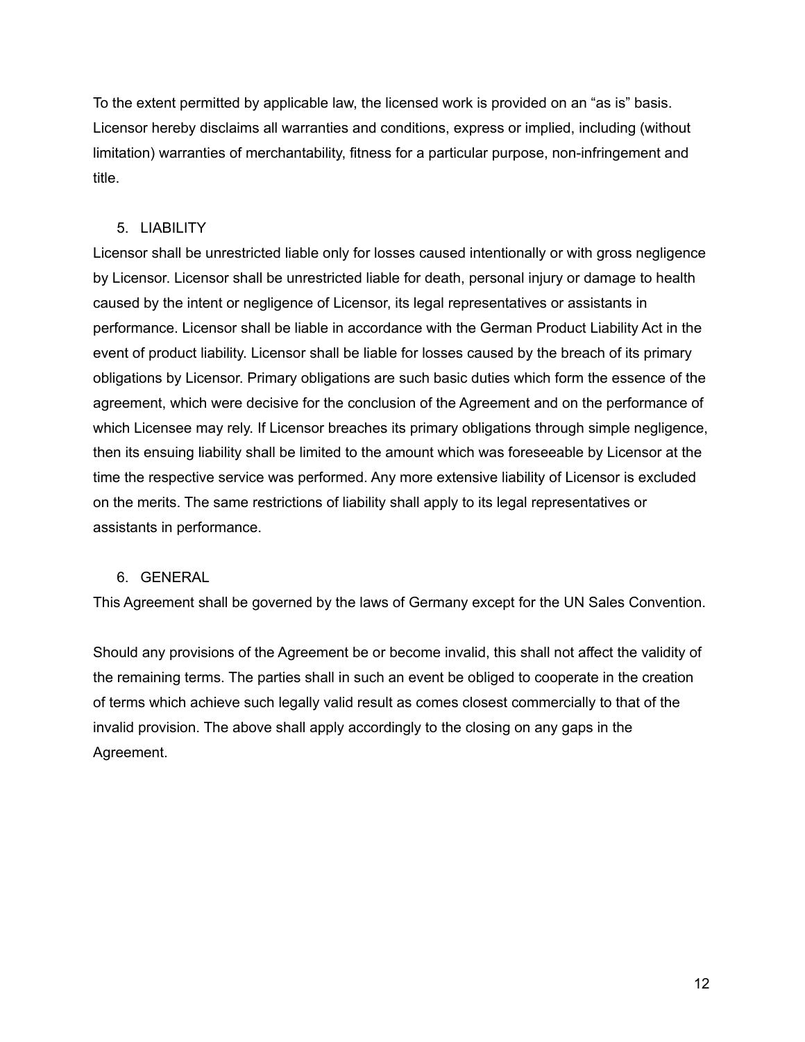To the extent permitted by applicable law, the licensed work is provided on an "as is" basis. Licensor hereby disclaims all warranties and conditions, express or implied, including (without limitation) warranties of merchantability, fitness for a particular purpose, non-infringement and title.

5. LIABILITY

Licensor shall be unrestricted liable only for losses caused intentionally or with gross negligence by Licensor. Licensor shall be unrestricted liable for death, personal injury or damage to health caused by the intent or negligence of Licensor, its legal representatives or assistants in performance. Licensor shall be liable in accordance with the German Product Liability Act in the event of product liability. Licensor shall be liable for losses caused by the breach of its primary obligations by Licensor. Primary obligations are such basic duties which form the essence of the agreement, which were decisive for the conclusion of the Agreement and on the performance of which Licensee may rely. If Licensor breaches its primary obligations through simple negligence, then its ensuing liability shall be limited to the amount which was foreseeable by Licensor at the time the respective service was performed. Any more extensive liability of Licensor is excluded on the merits. The same restrictions of liability shall apply to its legal representatives or assistants in performance.

6. GENERAL

This Agreement shall be governed by the laws of Germany except for the UN Sales Convention.

Should any provisions of the Agreement be or become invalid, this shall not affect the validity of the remaining terms. The parties shall in such an event be obliged to cooperate in the creation of terms which achieve such legally valid result as comes closest commercially to that of the invalid provision. The above shall apply accordingly to the closing on any gaps in the Agreement.